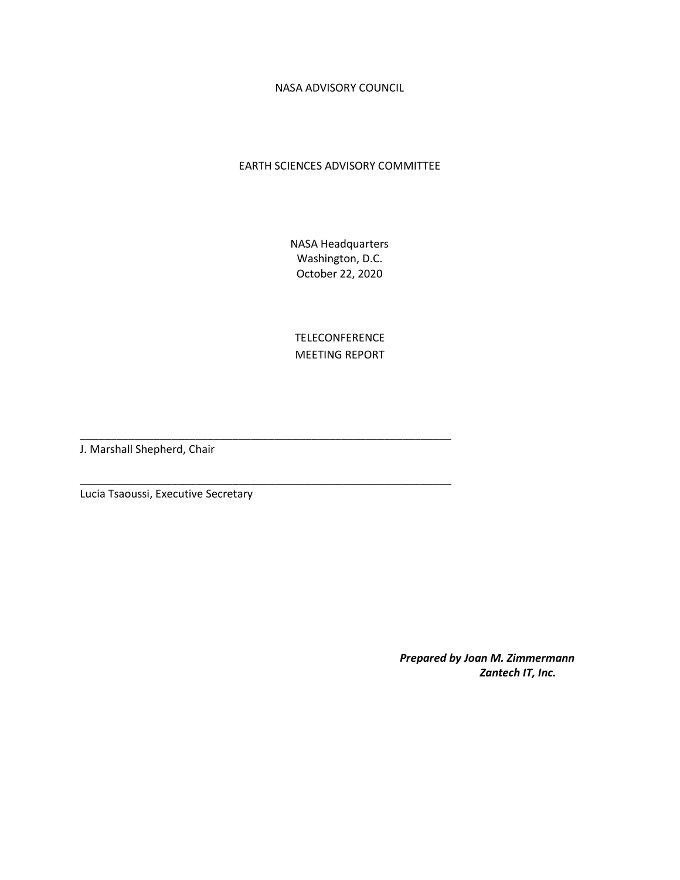NASA ADVISORY COUNCIL

EARTH SCIENCES ADVISORY COMMITTEE

NASA Headquarters
Washington, D.C.
October 22, 2020

TELECONFERENCE
MEETING REPORT

_______________________________________________________________
J. Marshall Shepherd, Chair

_______________________________________________________________
Lucia Tsaoussi, Executive Secretary

***Prepared by Joan M. Zimmermann***
***Zantech IT, Inc.***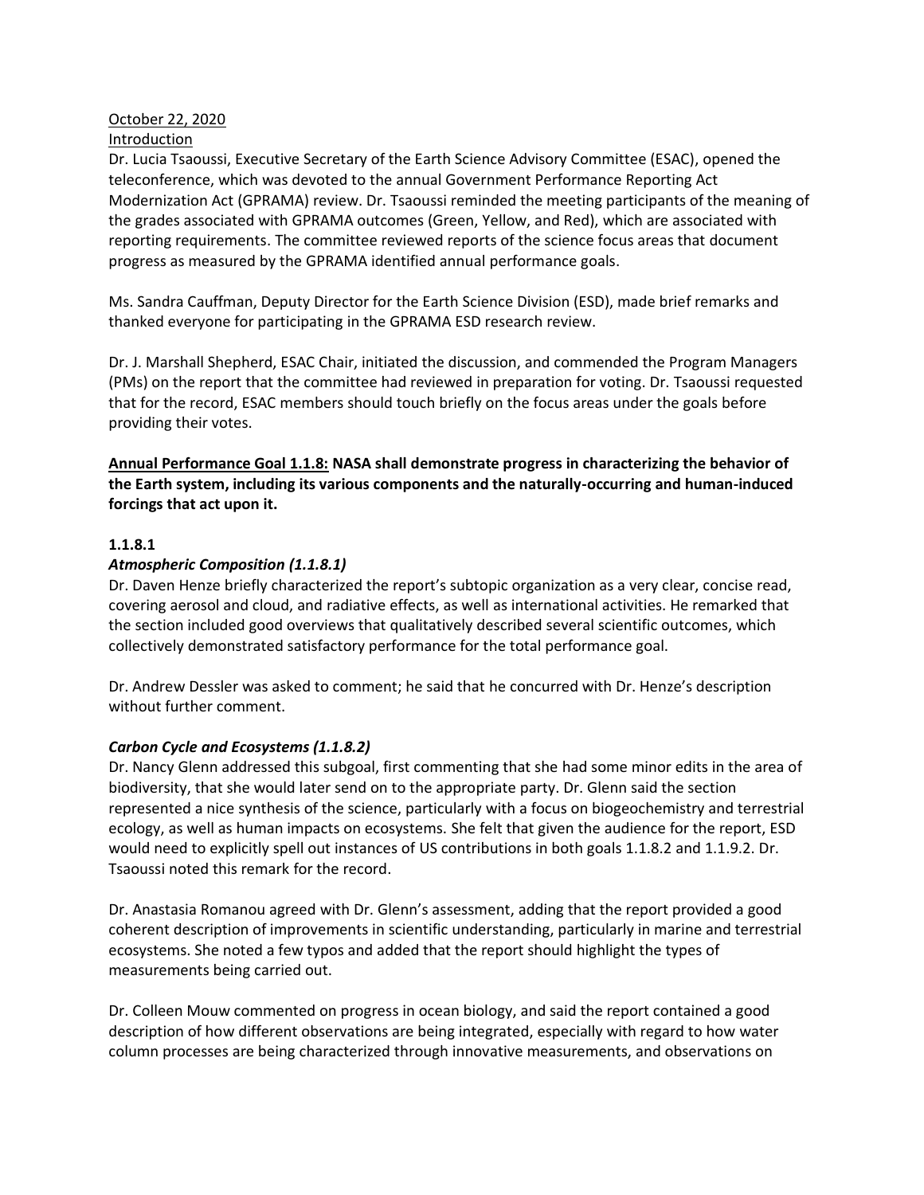October 22, 2020

Introduction

Dr. Lucia Tsaoussi, Executive Secretary of the Earth Science Advisory Committee (ESAC), opened the teleconference, which was devoted to the annual Government Performance Reporting Act Modernization Act (GPRAMA) review. Dr. Tsaoussi reminded the meeting participants of the meaning of the grades associated with GPRAMA outcomes (Green, Yellow, and Red), which are associated with reporting requirements. The committee reviewed reports of the science focus areas that document progress as measured by the GPRAMA identified annual performance goals.

Ms. Sandra Cauffman, Deputy Director for the Earth Science Division (ESD), made brief remarks and thanked everyone for participating in the GPRAMA ESD research review.

Dr. J. Marshall Shepherd, ESAC Chair, initiated the discussion, and commended the Program Managers (PMs) on the report that the committee had reviewed in preparation for voting. Dr. Tsaoussi requested that for the record, ESAC members should touch briefly on the focus areas under the goals before providing their votes.

**Annual Performance Goal 1.1.8: NASA shall demonstrate progress in characterizing the behavior of the Earth system, including its various components and the naturally-occurring and human-induced forcings that act upon it.**

**1.1.8.1**

***Atmospheric Composition (1.1.8.1)***

Dr. Daven Henze briefly characterized the report's subtopic organization as a very clear, concise read, covering aerosol and cloud, and radiative effects, as well as international activities. He remarked that the section included good overviews that qualitatively described several scientific outcomes, which collectively demonstrated satisfactory performance for the total performance goal.

Dr. Andrew Dessler was asked to comment; he said that he concurred with Dr. Henze's description without further comment.

***Carbon Cycle and Ecosystems (1.1.8.2)***

Dr. Nancy Glenn addressed this subgoal, first commenting that she had some minor edits in the area of biodiversity, that she would later send on to the appropriate party. Dr. Glenn said the section represented a nice synthesis of the science, particularly with a focus on biogeochemistry and terrestrial ecology, as well as human impacts on ecosystems. She felt that given the audience for the report, ESD would need to explicitly spell out instances of US contributions in both goals 1.1.8.2 and 1.1.9.2. Dr. Tsaoussi noted this remark for the record.

Dr. Anastasia Romanou agreed with Dr. Glenn's assessment, adding that the report provided a good coherent description of improvements in scientific understanding, particularly in marine and terrestrial ecosystems. She noted a few typos and added that the report should highlight the types of measurements being carried out.

Dr. Colleen Mouw commented on progress in ocean biology, and said the report contained a good description of how different observations are being integrated, especially with regard to how water column processes are being characterized through innovative measurements, and observations on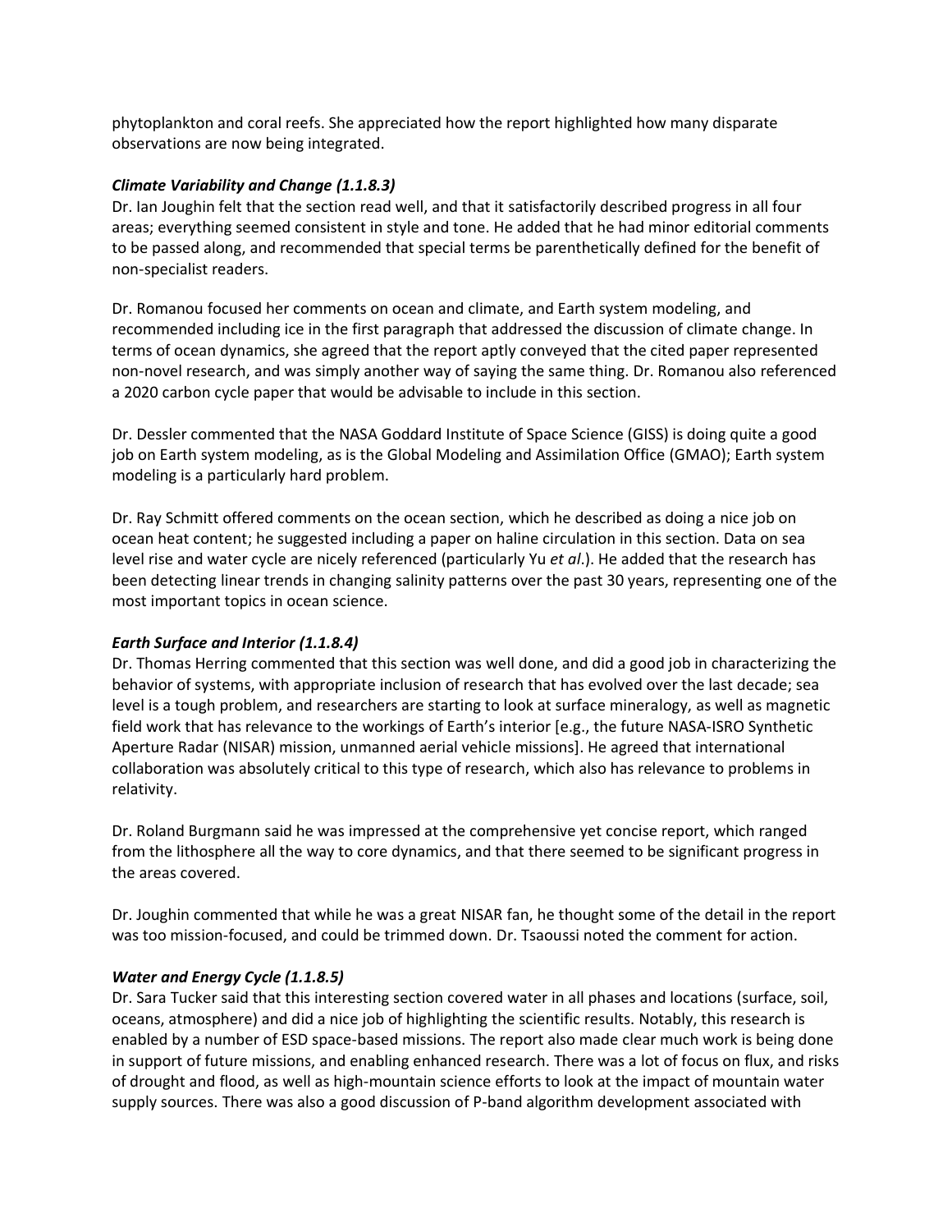phytoplankton and coral reefs. She appreciated how the report highlighted how many disparate observations are now being integrated.

***Climate Variability and Change (1.1.8.3)***

Dr. Ian Joughin felt that the section read well, and that it satisfactorily described progress in all four areas; everything seemed consistent in style and tone. He added that he had minor editorial comments to be passed along, and recommended that special terms be parenthetically defined for the benefit of non-specialist readers.

Dr. Romanou focused her comments on ocean and climate, and Earth system modeling, and recommended including ice in the first paragraph that addressed the discussion of climate change. In terms of ocean dynamics, she agreed that the report aptly conveyed that the cited paper represented non-novel research, and was simply another way of saying the same thing. Dr. Romanou also referenced a 2020 carbon cycle paper that would be advisable to include in this section.

Dr. Dessler commented that the NASA Goddard Institute of Space Science (GISS) is doing quite a good job on Earth system modeling, as is the Global Modeling and Assimilation Office (GMAO); Earth system modeling is a particularly hard problem.

Dr. Ray Schmitt offered comments on the ocean section, which he described as doing a nice job on ocean heat content; he suggested including a paper on haline circulation in this section. Data on sea level rise and water cycle are nicely referenced (particularly Yu *et al*.). He added that the research has been detecting linear trends in changing salinity patterns over the past 30 years, representing one of the most important topics in ocean science.

***Earth Surface and Interior (1.1.8.4)***

Dr. Thomas Herring commented that this section was well done, and did a good job in characterizing the behavior of systems, with appropriate inclusion of research that has evolved over the last decade; sea level is a tough problem, and researchers are starting to look at surface mineralogy, as well as magnetic field work that has relevance to the workings of Earth's interior [e.g., the future NASA-ISRO Synthetic Aperture Radar (NISAR) mission, unmanned aerial vehicle missions]. He agreed that international collaboration was absolutely critical to this type of research, which also has relevance to problems in relativity.

Dr. Roland Burgmann said he was impressed at the comprehensive yet concise report, which ranged from the lithosphere all the way to core dynamics, and that there seemed to be significant progress in the areas covered.

Dr. Joughin commented that while he was a great NISAR fan, he thought some of the detail in the report was too mission-focused, and could be trimmed down. Dr. Tsaoussi noted the comment for action.

***Water and Energy Cycle (1.1.8.5)***

Dr. Sara Tucker said that this interesting section covered water in all phases and locations (surface, soil, oceans, atmosphere) and did a nice job of highlighting the scientific results. Notably, this research is enabled by a number of ESD space-based missions. The report also made clear much work is being done in support of future missions, and enabling enhanced research. There was a lot of focus on flux, and risks of drought and flood, as well as high-mountain science efforts to look at the impact of mountain water supply sources. There was also a good discussion of P-band algorithm development associated with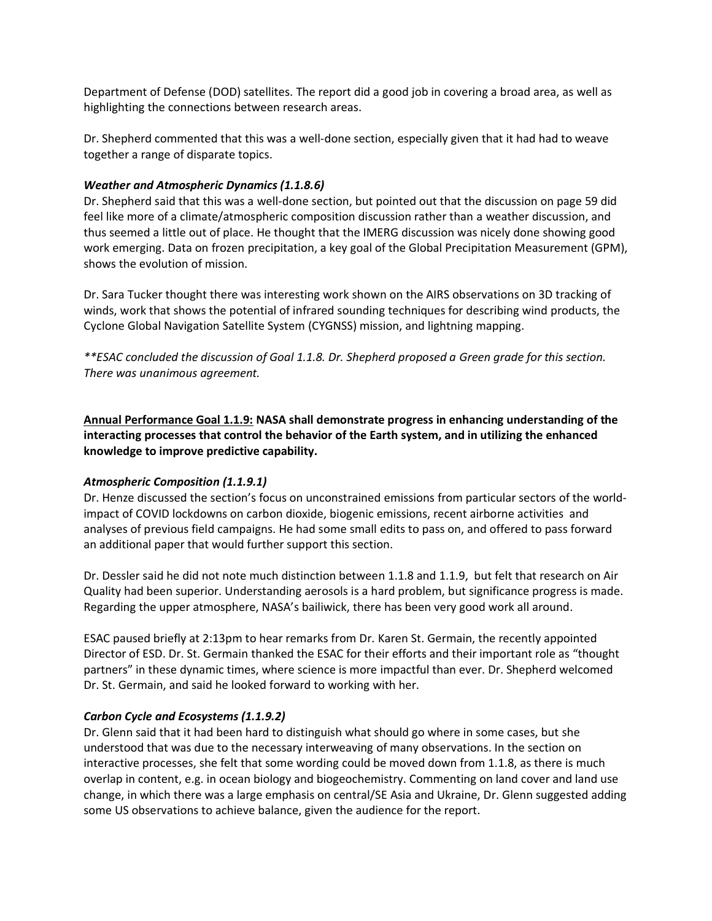Department of Defense (DOD) satellites. The report did a good job in covering a broad area, as well as highlighting the connections between research areas.

Dr. Shepherd commented that this was a well-done section, especially given that it had had to weave together a range of disparate topics.

***Weather and Atmospheric Dynamics (1.1.8.6)***
Dr. Shepherd said that this was a well-done section, but pointed out that the discussion on page 59 did feel like more of a climate/atmospheric composition discussion rather than a weather discussion, and thus seemed a little out of place. He thought that the IMERG discussion was nicely done showing good work emerging. Data on frozen precipitation, a key goal of the Global Precipitation Measurement (GPM), shows the evolution of mission.

Dr. Sara Tucker thought there was interesting work shown on the AIRS observations on 3D tracking of winds, work that shows the potential of infrared sounding techniques for describing wind products, the Cyclone Global Navigation Satellite System (CYGNSS) mission, and lightning mapping.

*\*\*ESAC concluded the discussion of Goal 1.1.8. Dr. Shepherd proposed a Green grade for this section. There was unanimous agreement.*

**<u>Annual Performance Goal 1.1.9:</u> NASA shall demonstrate progress in enhancing understanding of the interacting processes that control the behavior of the Earth system, and in utilizing the enhanced knowledge to improve predictive capability.**

***Atmospheric Composition (1.1.9.1)***
Dr. Henze discussed the section's focus on unconstrained emissions from particular sectors of the world-impact of COVID lockdowns on carbon dioxide, biogenic emissions, recent airborne activities and analyses of previous field campaigns. He had some small edits to pass on, and offered to pass forward an additional paper that would further support this section.

Dr. Dessler said he did not note much distinction between 1.1.8 and 1.1.9, but felt that research on Air Quality had been superior. Understanding aerosols is a hard problem, but significance progress is made. Regarding the upper atmosphere, NASA's bailiwick, there has been very good work all around.

ESAC paused briefly at 2:13pm to hear remarks from Dr. Karen St. Germain, the recently appointed Director of ESD. Dr. St. Germain thanked the ESAC for their efforts and their important role as "thought partners" in these dynamic times, where science is more impactful than ever. Dr. Shepherd welcomed Dr. St. Germain, and said he looked forward to working with her.

***Carbon Cycle and Ecosystems (1.1.9.2)***
Dr. Glenn said that it had been hard to distinguish what should go where in some cases, but she understood that was due to the necessary interweaving of many observations. In the section on interactive processes, she felt that some wording could be moved down from 1.1.8, as there is much overlap in content, e.g. in ocean biology and biogeochemistry. Commenting on land cover and land use change, in which there was a large emphasis on central/SE Asia and Ukraine, Dr. Glenn suggested adding some US observations to achieve balance, given the audience for the report.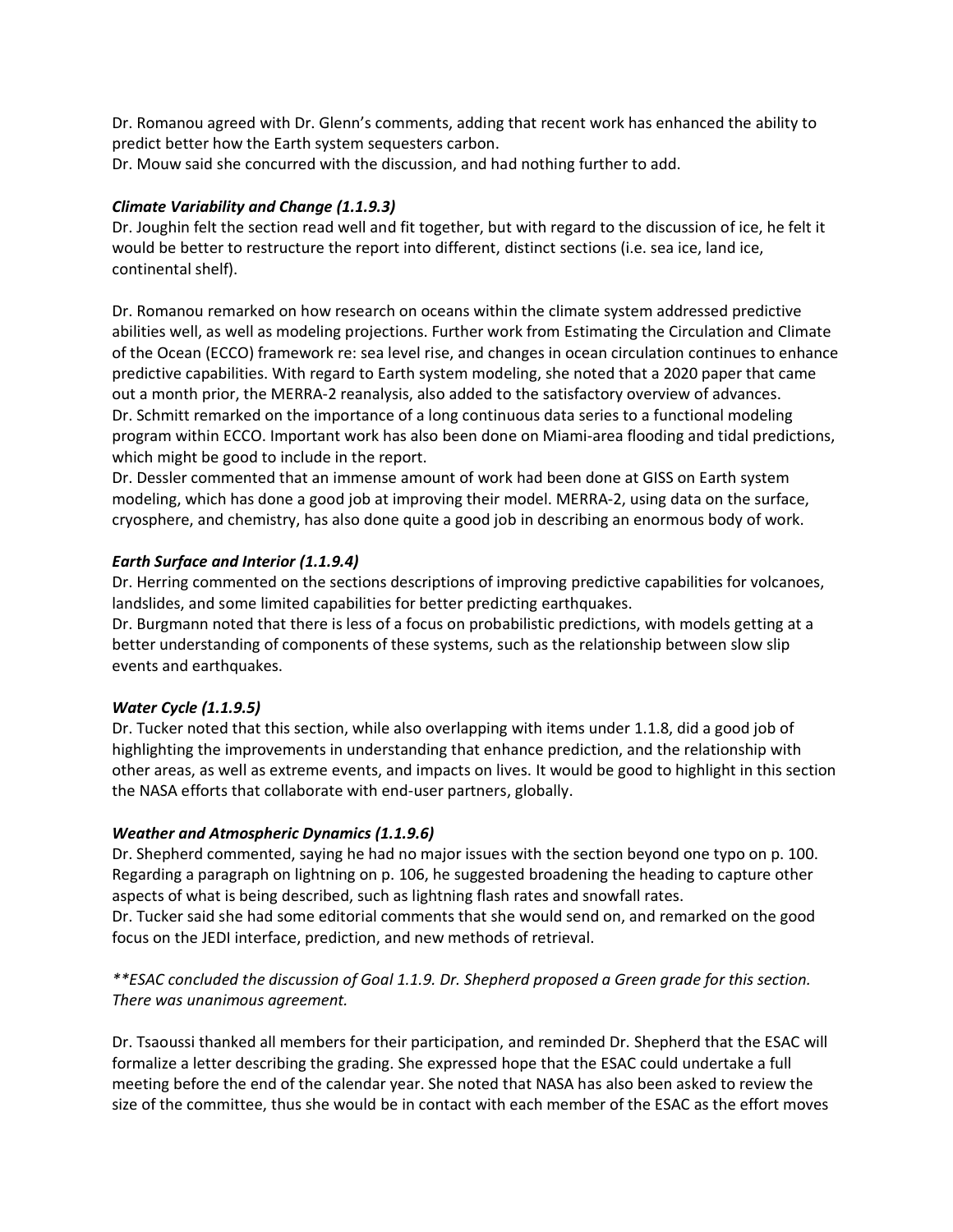Dr. Romanou agreed with Dr. Glenn's comments, adding that recent work has enhanced the ability to predict better how the Earth system sequesters carbon.
Dr. Mouw said she concurred with the discussion, and had nothing further to add.

***Climate Variability and Change (1.1.9.3)***
Dr. Joughin felt the section read well and fit together, but with regard to the discussion of ice, he felt it would be better to restructure the report into different, distinct sections (i.e. sea ice, land ice, continental shelf).

Dr. Romanou remarked on how research on oceans within the climate system addressed predictive abilities well, as well as modeling projections. Further work from Estimating the Circulation and Climate of the Ocean (ECCO) framework re: sea level rise, and changes in ocean circulation continues to enhance predictive capabilities. With regard to Earth system modeling, she noted that a 2020 paper that came out a month prior, the MERRA-2 reanalysis, also added to the satisfactory overview of advances.
Dr. Schmitt remarked on the importance of a long continuous data series to a functional modeling program within ECCO. Important work has also been done on Miami-area flooding and tidal predictions, which might be good to include in the report.
Dr. Dessler commented that an immense amount of work had been done at GISS on Earth system modeling, which has done a good job at improving their model. MERRA-2, using data on the surface, cryosphere, and chemistry, has also done quite a good job in describing an enormous body of work.

***Earth Surface and Interior (1.1.9.4)***
Dr. Herring commented on the sections descriptions of improving predictive capabilities for volcanoes, landslides, and some limited capabilities for better predicting earthquakes.
Dr. Burgmann noted that there is less of a focus on probabilistic predictions, with models getting at a better understanding of components of these systems, such as the relationship between slow slip events and earthquakes.

***Water Cycle (1.1.9.5)***
Dr. Tucker noted that this section, while also overlapping with items under 1.1.8, did a good job of highlighting the improvements in understanding that enhance prediction, and the relationship with other areas, as well as extreme events, and impacts on lives. It would be good to highlight in this section the NASA efforts that collaborate with end-user partners, globally.

***Weather and Atmospheric Dynamics (1.1.9.6)***
Dr. Shepherd commented, saying he had no major issues with the section beyond one typo on p. 100. Regarding a paragraph on lightning on p. 106, he suggested broadening the heading to capture other aspects of what is being described, such as lightning flash rates and snowfall rates.
Dr. Tucker said she had some editorial comments that she would send on, and remarked on the good focus on the JEDI interface, prediction, and new methods of retrieval.

*\*\*ESAC concluded the discussion of Goal 1.1.9. Dr. Shepherd proposed a Green grade for this section. There was unanimous agreement.*

Dr. Tsaoussi thanked all members for their participation, and reminded Dr. Shepherd that the ESAC will formalize a letter describing the grading. She expressed hope that the ESAC could undertake a full meeting before the end of the calendar year. She noted that NASA has also been asked to review the size of the committee, thus she would be in contact with each member of the ESAC as the effort moves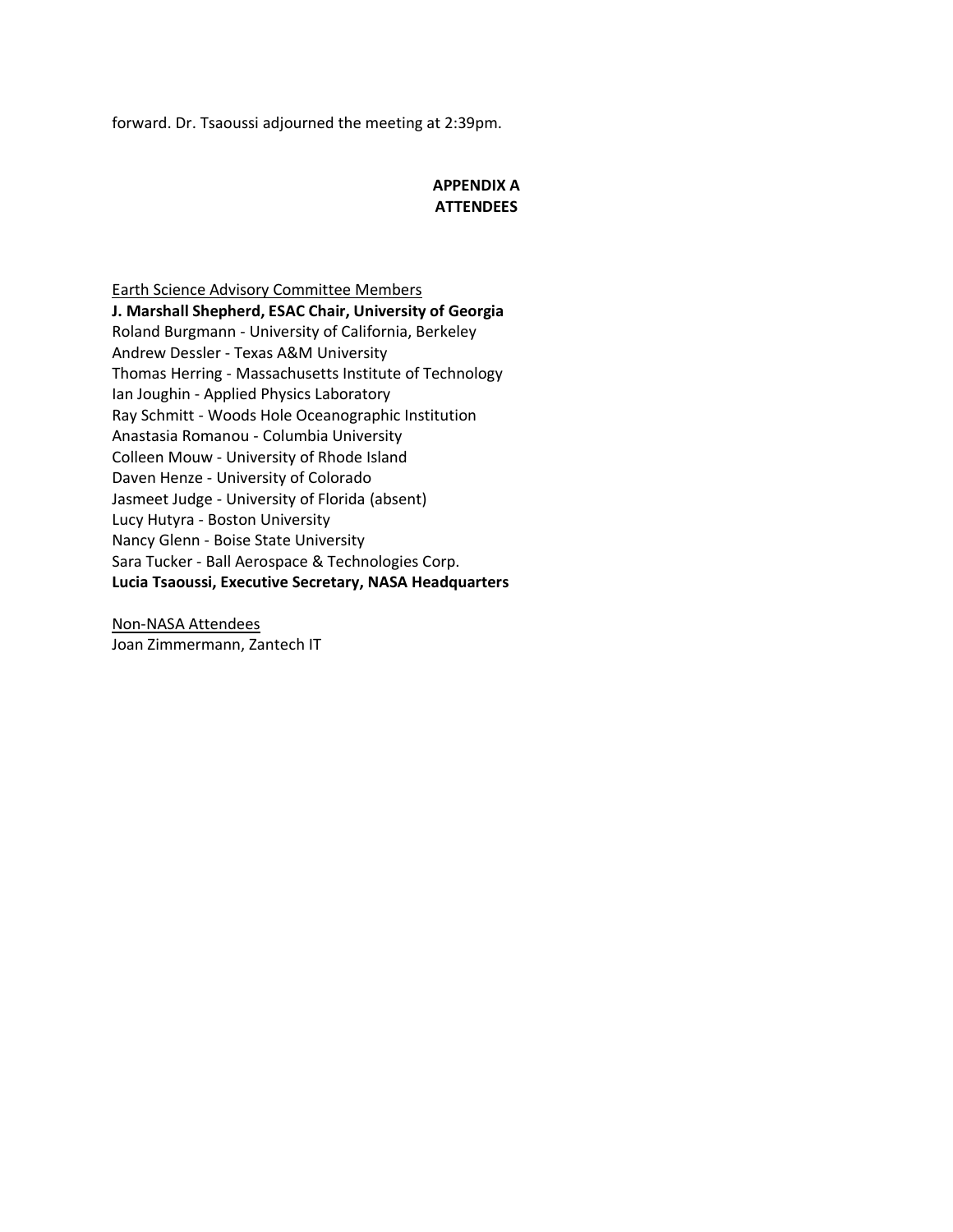forward. Dr. Tsaoussi adjourned the meeting at 2:39pm.

## APPENDIX A
## ATTENDEES

Earth Science Advisory Committee Members

**J. Marshall Shepherd, ESAC Chair, University of Georgia**
Roland Burgmann - University of California, Berkeley
Andrew Dessler - Texas A&M University
Thomas Herring - Massachusetts Institute of Technology
Ian Joughin - Applied Physics Laboratory
Ray Schmitt - Woods Hole Oceanographic Institution
Anastasia Romanou - Columbia University
Colleen Mouw - University of Rhode Island
Daven Henze - University of Colorado
Jasmeet Judge - University of Florida (absent)
Lucy Hutyra - Boston University
Nancy Glenn - Boise State University
Sara Tucker - Ball Aerospace & Technologies Corp.
**Lucia Tsaoussi, Executive Secretary, NASA Headquarters**

Non-NASA Attendees

Joan Zimmermann, Zantech IT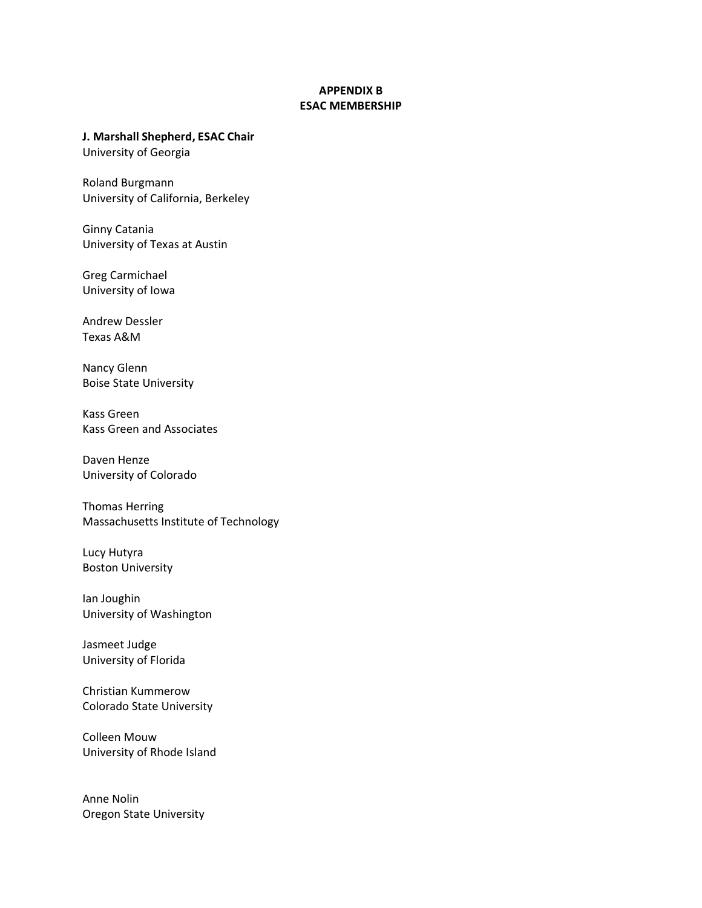# APPENDIX B
# ESAC MEMBERSHIP

**J. Marshall Shepherd, ESAC Chair**
University of Georgia

Roland Burgmann
University of California, Berkeley

Ginny Catania
University of Texas at Austin

Greg Carmichael
University of Iowa

Andrew Dessler
Texas A&M

Nancy Glenn
Boise State University

Kass Green
Kass Green and Associates

Daven Henze
University of Colorado

Thomas Herring
Massachusetts Institute of Technology

Lucy Hutyra
Boston University

Ian Joughin
University of Washington

Jasmeet Judge
University of Florida

Christian Kummerow
Colorado State University

Colleen Mouw
University of Rhode Island

Anne Nolin
Oregon State University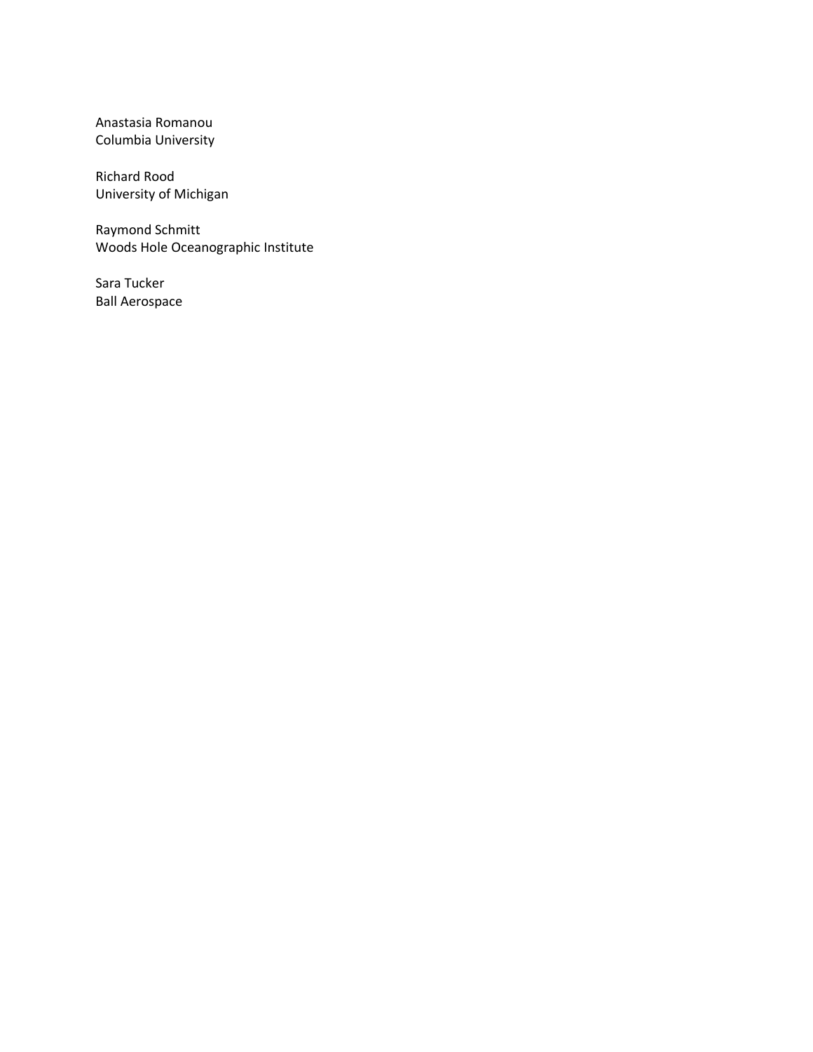Anastasia Romanou
Columbia University

Richard Rood
University of Michigan

Raymond Schmitt
Woods Hole Oceanographic Institute

Sara Tucker
Ball Aerospace